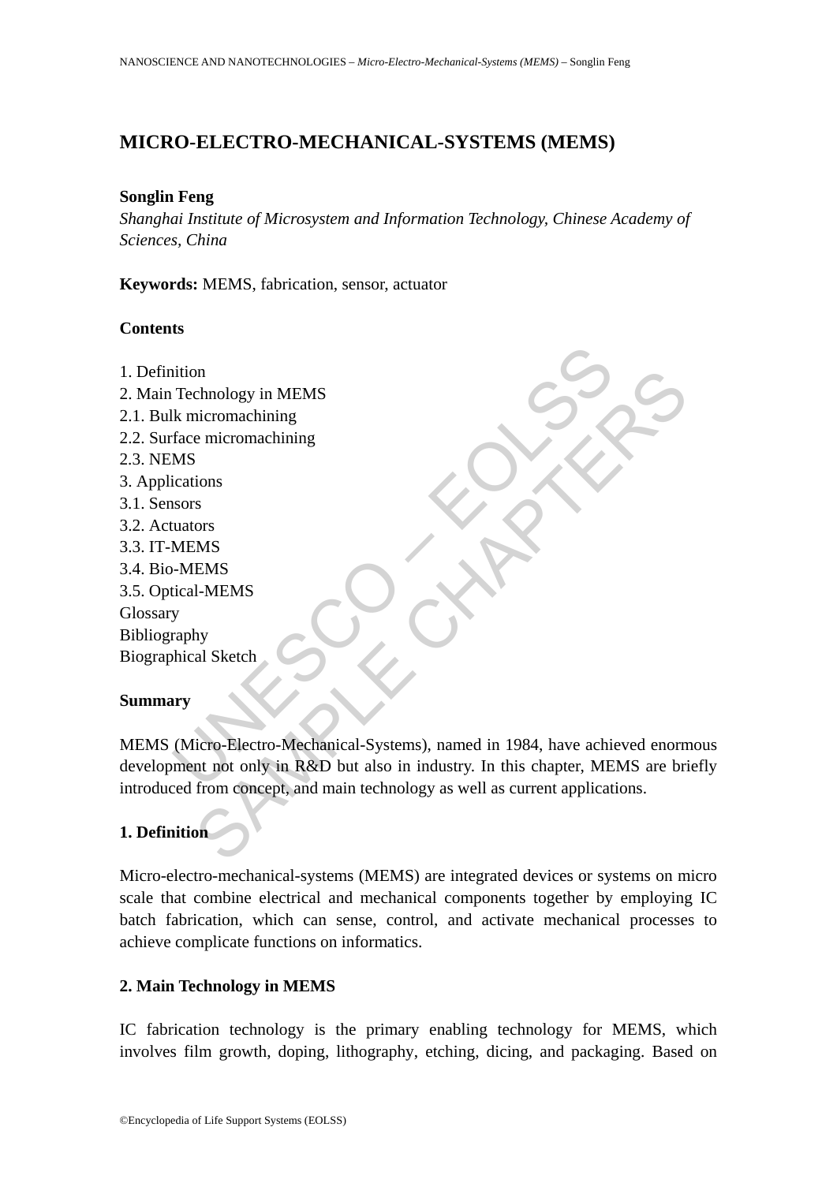# MICRO-ELECTRO-MECHANICAL-SYSTEMS (MEMS)

**Songlin Feng**

*Shanghai Institute of Microsystem and Information Technology, Chinese Academy of Sciences, China*

**Keywords:** MEMS, fabrication, sensor, actuator

**Contents**

1. Definition
2. Main Technology in MEMS
2.1. Bulk micromachining
2.2. Surface micromachining
2.3. NEMS
3. Applications
3.1. Sensors
3.2. Actuators
3.3. IT-MEMS
3.4. Bio-MEMS
3.5. Optical-MEMS

Glossary
Bibliography
Biographical Sketch

**Summary**

MEMS (Micro-Electro-Mechanical-Systems), named in 1984, have achieved enormous development not only in R&D but also in industry. In this chapter, MEMS are briefly introduced from concept, and main technology as well as current applications.

## 1. Definition

Micro-electro-mechanical-systems (MEMS) are integrated devices or systems on micro scale that combine electrical and mechanical components together by employing IC batch fabrication, which can sense, control, and activate mechanical processes to achieve complicate functions on informatics.

## 2. Main Technology in MEMS

IC fabrication technology is the primary enabling technology for MEMS, which involves film growth, doping, lithography, etching, dicing, and packaging. Based on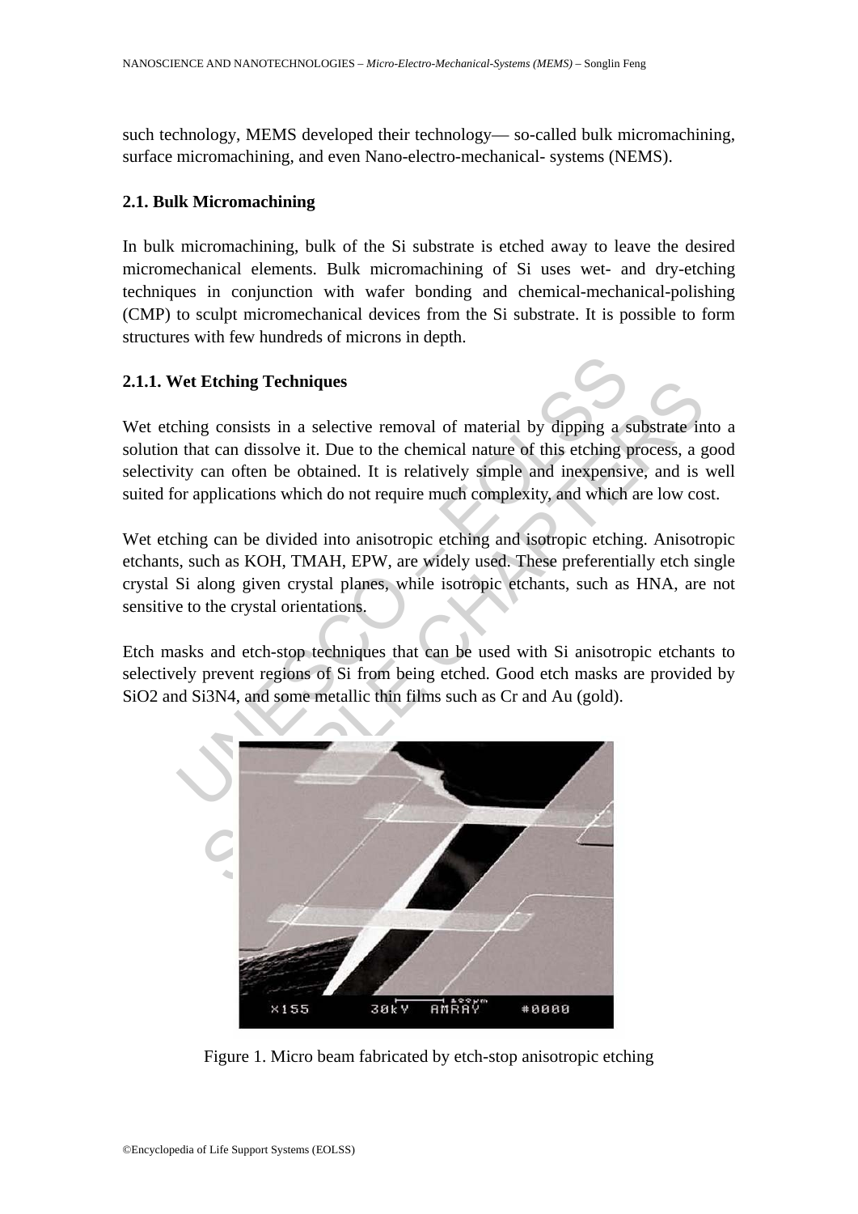such technology, MEMS developed their technology— so-called bulk micromachining, surface micromachining, and even Nano-electro-mechanical- systems (NEMS).

### 2.1. Bulk Micromachining

In bulk micromachining, bulk of the Si substrate is etched away to leave the desired micromechanical elements. Bulk micromachining of Si uses wet- and dry-etching techniques in conjunction with wafer bonding and chemical-mechanical-polishing (CMP) to sculpt micromechanical devices from the Si substrate. It is possible to form structures with few hundreds of microns in depth.

#### 2.1.1. Wet Etching Techniques

Wet etching consists in a selective removal of material by dipping a substrate into a solution that can dissolve it. Due to the chemical nature of this etching process, a good selectivity can often be obtained. It is relatively simple and inexpensive, and is well suited for applications which do not require much complexity, and which are low cost.

Wet etching can be divided into anisotropic etching and isotropic etching. Anisotropic etchants, such as KOH, TMAH, EPW, are widely used. These preferentially etch single crystal Si along given crystal planes, while isotropic etchants, such as HNA, are not sensitive to the crystal orientations.

Etch masks and etch-stop techniques that can be used with Si anisotropic etchants to selectively prevent regions of Si from being etched. Good etch masks are provided by $SiO_2$ and $Si_3N_4$, and some metallic thin films such as Cr and Au (gold).

Figure 1. Micro beam fabricated by etch-stop anisotropic etching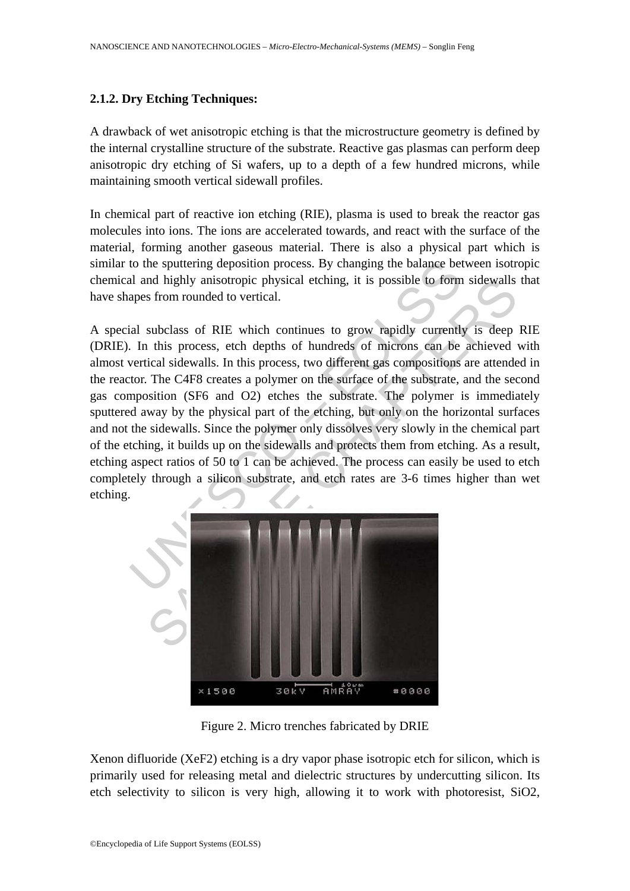### 2.1.2. Dry Etching Techniques:

A drawback of wet anisotropic etching is that the microstructure geometry is defined by the internal crystalline structure of the substrate. Reactive gas plasmas can perform deep anisotropic dry etching of Si wafers, up to a depth of a few hundred microns, while maintaining smooth vertical sidewall profiles.

In chemical part of reactive ion etching (RIE), plasma is used to break the reactor gas molecules into ions. The ions are accelerated towards, and react with the surface of the material, forming another gaseous material. There is also a physical part which is similar to the sputtering deposition process. By changing the balance between isotropic chemical and highly anisotropic physical etching, it is possible to form sidewalls that have shapes from rounded to vertical.

A special subclass of RIE which continues to grow rapidly currently is deep RIE (DRIE). In this process, etch depths of hundreds of microns can be achieved with almost vertical sidewalls. In this process, two different gas compositions are attended in the reactor. The $C_4F_8$ creates a polymer on the surface of the substrate, and the second gas composition ($SF_6$ and $O_2$) etches the substrate. The polymer is immediately sputtered away by the physical part of the etching, but only on the horizontal surfaces and not the sidewalls. Since the polymer only dissolves very slowly in the chemical part of the etching, it builds up on the sidewalls and protects them from etching. As a result, etching aspect ratios of 50 to 1 can be achieved. The process can easily be used to etch completely through a silicon substrate, and etch rates are 3-6 times higher than wet etching.

Figure 2. Micro trenches fabricated by DRIE

Xenon difluoride ($XeF_2$) etching is a dry vapor phase isotropic etch for silicon, which is primarily used for releasing metal and dielectric structures by undercutting silicon. Its etch selectivity to silicon is very high, allowing it to work with photoresist, $SiO_2$,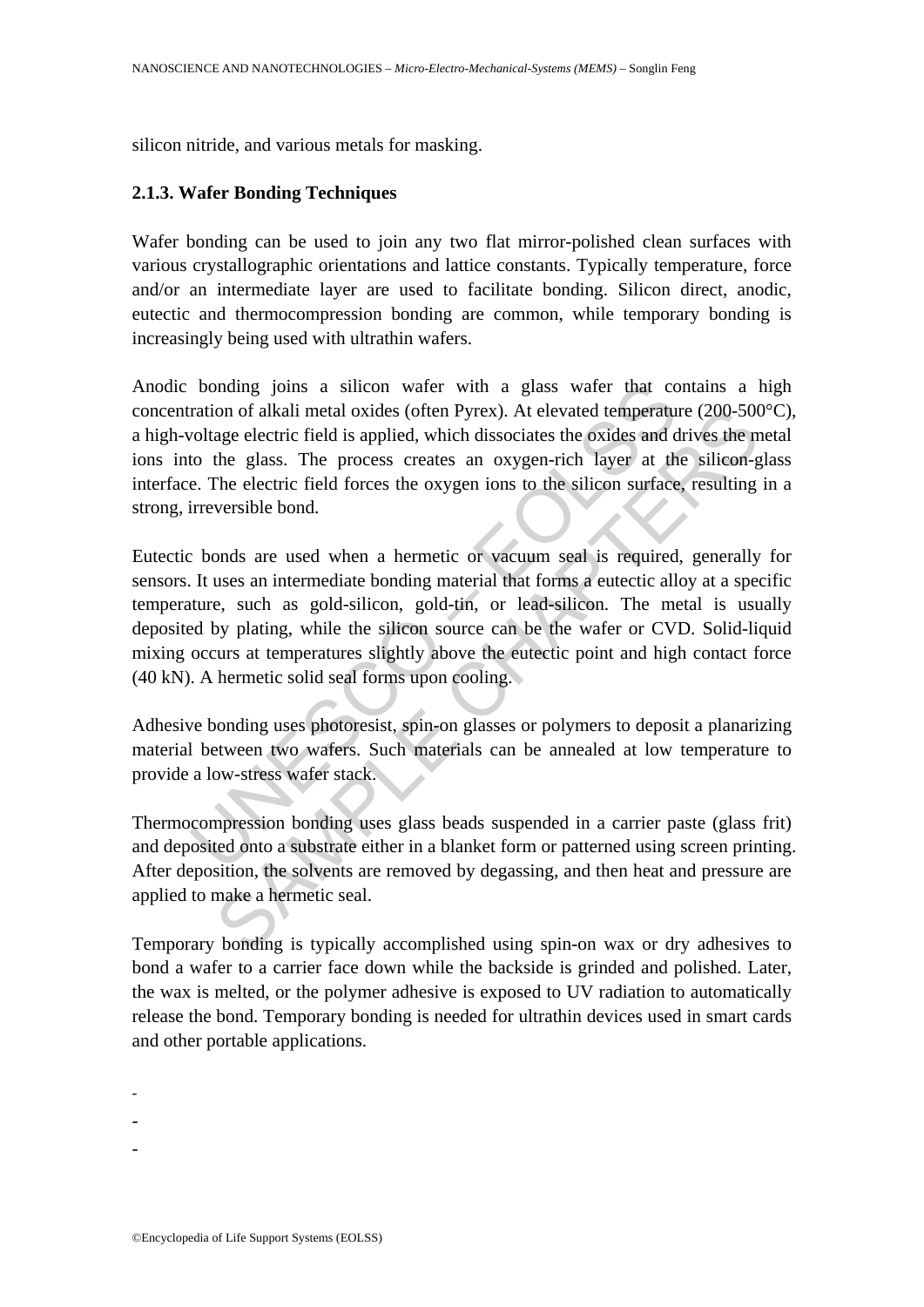silicon nitride, and various metals for masking.

### 2.1.3. Wafer Bonding Techniques

Wafer bonding can be used to join any two flat mirror-polished clean surfaces with various crystallographic orientations and lattice constants. Typically temperature, force and/or an intermediate layer are used to facilitate bonding. Silicon direct, anodic, eutectic and thermocompression bonding are common, while temporary bonding is increasingly being used with ultrathin wafers.

Anodic bonding joins a silicon wafer with a glass wafer that contains a high concentration of alkali metal oxides (often Pyrex). At elevated temperature (200-500°C), a high-voltage electric field is applied, which dissociates the oxides and drives the metal ions into the glass. The process creates an oxygen-rich layer at the silicon-glass interface. The electric field forces the oxygen ions to the silicon surface, resulting in a strong, irreversible bond.

Eutectic bonds are used when a hermetic or vacuum seal is required, generally for sensors. It uses an intermediate bonding material that forms a eutectic alloy at a specific temperature, such as gold-silicon, gold-tin, or lead-silicon. The metal is usually deposited by plating, while the silicon source can be the wafer or CVD. Solid-liquid mixing occurs at temperatures slightly above the eutectic point and high contact force (40 kN). A hermetic solid seal forms upon cooling.

Adhesive bonding uses photoresist, spin-on glasses or polymers to deposit a planarizing material between two wafers. Such materials can be annealed at low temperature to provide a low-stress wafer stack.

Thermocompression bonding uses glass beads suspended in a carrier paste (glass frit) and deposited onto a substrate either in a blanket form or patterned using screen printing. After deposition, the solvents are removed by degassing, and then heat and pressure are applied to make a hermetic seal.

Temporary bonding is typically accomplished using spin-on wax or dry adhesives to bond a wafer to a carrier face down while the backside is grinded and polished. Later, the wax is melted, or the polymer adhesive is exposed to UV radiation to automatically release the bond. Temporary bonding is needed for ultrathin devices used in smart cards and other portable applications.

-
-
-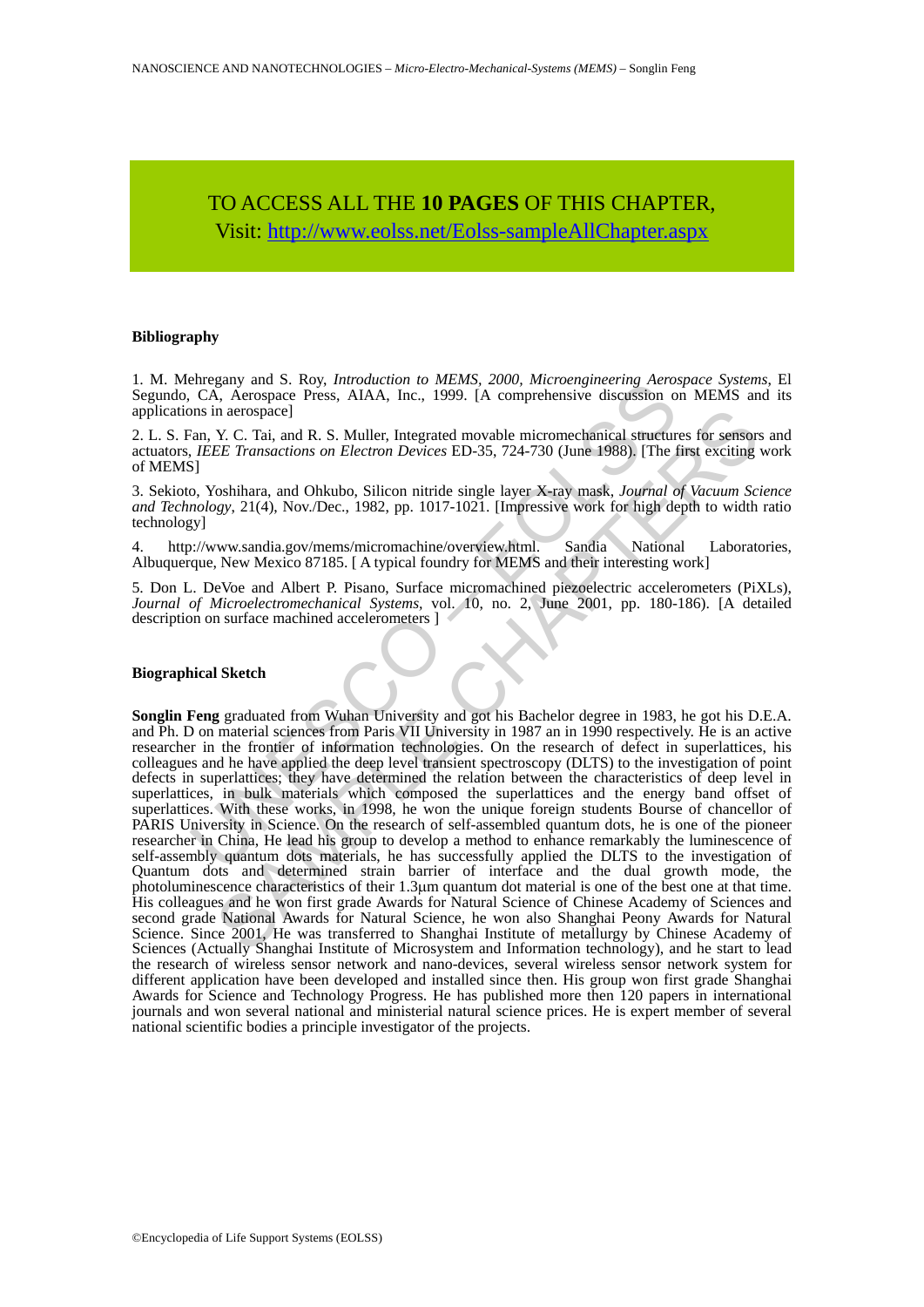TO ACCESS ALL THE **10 PAGES** OF THIS CHAPTER,
Visit: http://www.eolss.net/Eolss-sampleAllChapter.aspx

### Bibliography

1. M. Mehregany and S. Roy, *Introduction to MEMS, 2000, Microengineering Aerospace Systems*, El Segundo, CA, Aerospace Press, AIAA, Inc., 1999. [A comprehensive discussion on MEMS and its applications in aerospace]

2. L. S. Fan, Y. C. Tai, and R. S. Muller, Integrated movable micromechanical structures for sensors and actuators, *IEEE Transactions on Electron Devices* ED-35, 724-730 (June 1988). [The first exciting work of MEMS]

3. Sekioto, Yoshihara, and Ohkubo, Silicon nitride single layer X-ray mask, *Journal of Vacuum Science and Technology*, 21(4), Nov./Dec., 1982, pp. 1017-1021. [Impressive work for high depth to width ratio technology]

4. http://www.sandia.gov/mems/micromachine/overview.html. Sandia National Laboratories, Albuquerque, New Mexico 87185. [ A typical foundry for MEMS and their interesting work]

5. Don L. DeVoe and Albert P. Pisano, Surface micromachined piezoelectric accelerometers (PiXLs), *Journal of Microelectromechanical Systems*, vol. 10, no. 2, June 2001, pp. 180-186). [A detailed description on surface machined accelerometers ]

### Biographical Sketch

**Songlin Feng** graduated from Wuhan University and got his Bachelor degree in 1983, he got his D.E.A. and Ph. D on material sciences from Paris VII University in 1987 an in 1990 respectively. He is an active researcher in the frontier of information technologies. On the research of defect in superlattices, his colleagues and he have applied the deep level transient spectroscopy (DLTS) to the investigation of point defects in superlattices; they have determined the relation between the characteristics of deep level in superlattices, in bulk materials which composed the superlattices and the energy band offset of superlattices. With these works, in 1998, he won the unique foreign students Bourse of chancellor of PARIS University in Science. On the research of self-assembled quantum dots, he is one of the pioneer researcher in China, He lead his group to develop a method to enhance remarkably the luminescence of self-assembly quantum dots materials, he has successfully applied the DLTS to the investigation of Quantum dots and determined strain barrier of interface and the dual growth mode, the photoluminescence characteristics of their 1.3μm quantum dot material is one of the best one at that time. His colleagues and he won first grade Awards for Natural Science of Chinese Academy of Sciences and second grade National Awards for Natural Science, he won also Shanghai Peony Awards for Natural Science. Since 2001, He was transferred to Shanghai Institute of metallurgy by Chinese Academy of Sciences (Actually Shanghai Institute of Microsystem and Information technology), and he start to lead the research of wireless sensor network and nano-devices, several wireless sensor network system for different application have been developed and installed since then. His group won first grade Shanghai Awards for Science and Technology Progress. He has published more then 120 papers in international journals and won several national and ministerial natural science prices. He is expert member of several national scientific bodies a principle investigator of the projects.